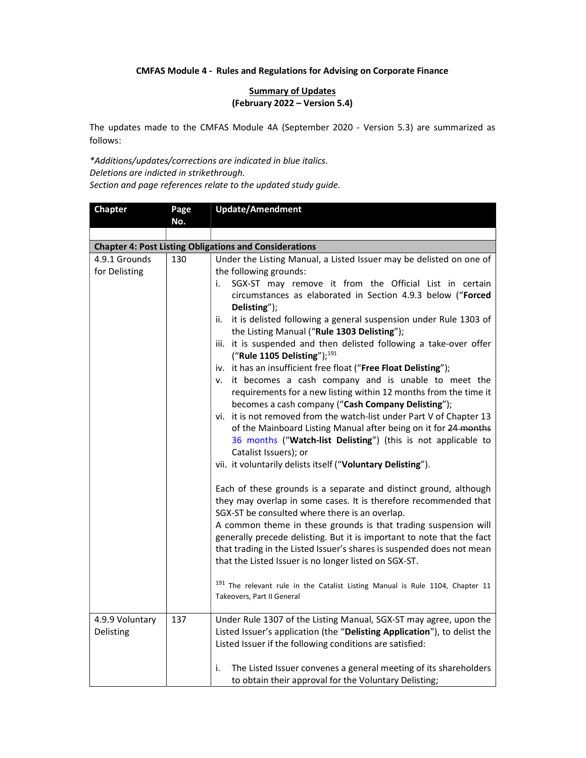**CMFAS Module 4 - Rules and Regulations for Advising on Corporate Finance**

**Summary of Updates**
**(February 2022 – Version 5.4)**

The updates made to the CMFAS Module 4A (September 2020 - Version 5.3) are summarized as follows:

*\*Additions/updates/corrections are indicated in blue italics.*
*Deletions are indicted in strikethrough.*
*Section and page references relate to the updated study guide.*

| Chapter | Page No. | Update/Amendment |
|---|---|---|
| | | |
| **Chapter 4: Post Listing Obligations and Considerations** | | |
| 4.9.1 Grounds for Delisting | 130 | Under the Listing Manual, a Listed Issuer may be delisted on one of the following grounds:<br>i. SGX-ST may remove it from the Official List in certain circumstances as elaborated in Section 4.9.3 below ("**Forced Delisting**");<br>ii. it is delisted following a general suspension under Rule 1303 of the Listing Manual ("**Rule 1303 Delisting**");<br>iii. it is suspended and then delisted following a take-over offer ("**Rule 1105 Delisting**");[191]<br>iv. it has an insufficient free float ("**Free Float Delisting**");<br>v. it becomes a cash company and is unable to meet the requirements for a new listing within 12 months from the time it becomes a cash company ("**Cash Company Delisting**");<br>vi. it is not removed from the watch-list under Part V of Chapter 13 of the Mainboard Listing Manual after being on it for ~~24 months~~ *36 months* ("**Watch-list Delisting**") (this is not applicable to Catalist Issuers); or<br>vii. it voluntarily delists itself ("**Voluntary Delisting**").<br><br>Each of these grounds is a separate and distinct ground, although they may overlap in some cases. It is therefore recommended that SGX-ST be consulted where there is an overlap.<br>A common theme in these grounds is that trading suspension will generally precede delisting. But it is important to note that the fact that trading in the Listed Issuer's shares is suspended does not mean that the Listed Issuer is no longer listed on SGX-ST.<br><br>[191] The relevant rule in the Catalist Listing Manual is Rule 1104, Chapter 11 Takeovers, Part II General |
| 4.9.9 Voluntary Delisting | 137 | Under Rule 1307 of the Listing Manual, SGX-ST may agree, upon the Listed Issuer's application (the "**Delisting Application**"), to delist the Listed Issuer if the following conditions are satisfied:<br><br>i. The Listed Issuer convenes a general meeting of its shareholders to obtain their approval for the Voluntary Delisting; |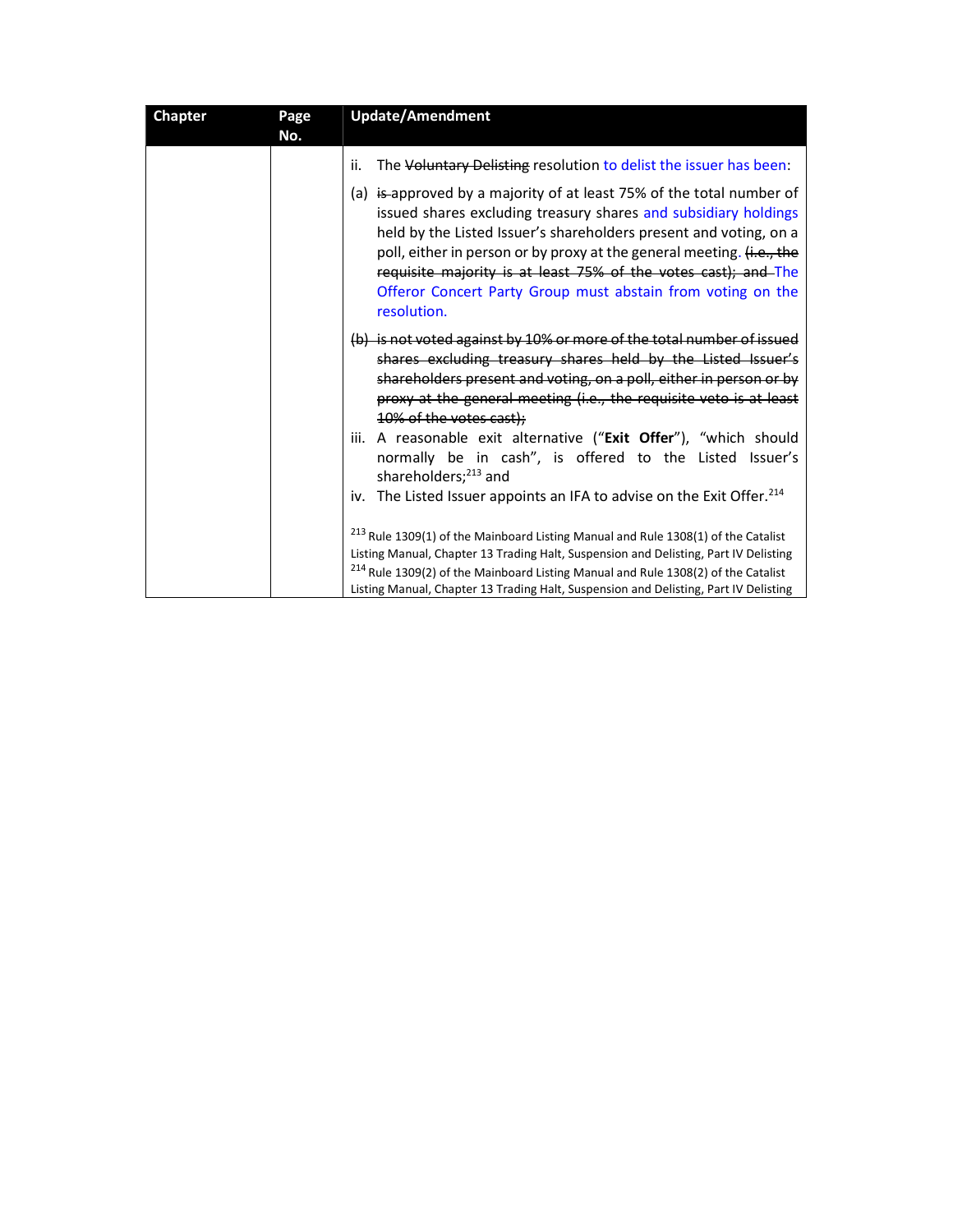| Chapter | Page No. | Update/Amendment |
|---|---|---|
| | | ii. The ~~Voluntary Delisting~~ resolution to delist the issuer has been:<br><br>(a) ~~is~~ approved by a majority of at least 75% of the total number of issued shares excluding treasury shares and subsidiary holdings held by the Listed Issuer's shareholders present and voting, on a poll, either in person or by proxy at the general meeting. ~~(i.e., the requisite majority is at least 75% of the votes cast); and~~ The Offeror Concert Party Group must abstain from voting on the resolution.<br><br>~~(b) is not voted against by 10% or more of the total number of issued shares excluding treasury shares held by the Listed Issuer's shareholders present and voting, on a poll, either in person or by proxy at the general meeting (i.e., the requisite veto is at least 10% of the votes cast);~~<br><br>iii. A reasonable exit alternative ("**Exit Offer**"), "which should normally be in cash", is offered to the Listed Issuer's shareholders;[213] and<br><br>iv. The Listed Issuer appoints an IFA to advise on the Exit Offer.[214]<br><br>[213] Rule 1309(1) of the Mainboard Listing Manual and Rule 1308(1) of the Catalist Listing Manual, Chapter 13 Trading Halt, Suspension and Delisting, Part IV Delisting<br>[214] Rule 1309(2) of the Mainboard Listing Manual and Rule 1308(2) of the Catalist Listing Manual, Chapter 13 Trading Halt, Suspension and Delisting, Part IV Delisting |